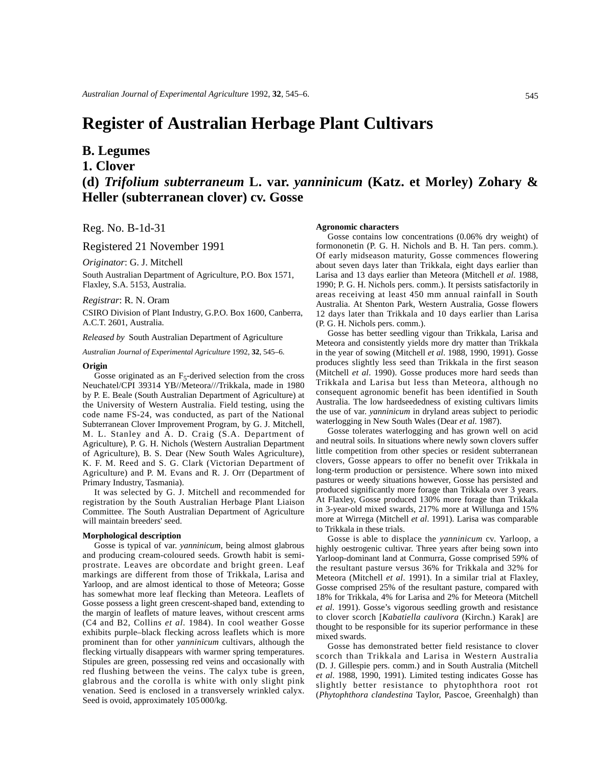# Register of Australian Herbage Plant Cultivars

## B. Legumes

## 1. Clover

## (d) *Trifolium subterraneum* L. var. *yanninicum* (Katz. et Morley) Zohary & Heller (subterranean clover) cv. Gosse

Reg. No. B-1d-31

Registered 21 November 1991

*Originator*: G. J. Mitchell

South Australian Department of Agriculture, P.O. Box 1571, Flaxley, S.A. 5153, Australia.

*Registrar*: R. N. Oram

CSIRO Division of Plant Industry, G.P.O. Box 1600, Canberra, A.C.T. 2601, Australia.

*Released by* South Australian Department of Agriculture

*Australian Journal of Experimental Agriculture* 1992, **32**, 545–6.

### Origin

Gosse originated as an $F_5$-derived selection from the cross Neuchatel/CPI 39314 YB//Meteora///Trikkala, made in 1980 by P. E. Beale (South Australian Department of Agriculture) at the University of Western Australia. Field testing, using the code name FS-24, was conducted, as part of the National Subterranean Clover Improvement Program, by G. J. Mitchell, M. L. Stanley and A. D. Craig (S.A. Department of Agriculture), P. G. H. Nichols (Western Australian Department of Agriculture), B. S. Dear (New South Wales Agriculture), K. F. M. Reed and S. G. Clark (Victorian Department of Agriculture) and P. M. Evans and R. J. Orr (Department of Primary Industry, Tasmania).

It was selected by G. J. Mitchell and recommended for registration by the South Australian Herbage Plant Liaison Committee. The South Australian Department of Agriculture will maintain breeders' seed.

### Morphological description

Gosse is typical of var. *yanninicum*, being almost glabrous and producing cream-coloured seeds. Growth habit is semi-prostrate. Leaves are obcordate and bright green. Leaf markings are different from those of Trikkala, Larisa and Yarloop, and are almost identical to those of Meteora; Gosse has somewhat more leaf flecking than Meteora. Leaflets of Gosse possess a light green crescent-shaped band, extending to the margin of leaflets of mature leaves, without crescent arms (C4 and B2, Collins *et al*. 1984). In cool weather Gosse exhibits purple–black flecking across leaflets which is more prominent than for other *yanninicum* cultivars, although the flecking virtually disappears with warmer spring temperatures. Stipules are green, possessing red veins and occasionally with red flushing between the veins. The calyx tube is green, glabrous and the corolla is white with only slight pink venation. Seed is enclosed in a transversely wrinkled calyx. Seed is ovoid, approximately 105 000/kg.

### Agronomic characters

Gosse contains low concentrations (0.06% dry weight) of formononetin (P. G. H. Nichols and B. H. Tan pers. comm.). Of early midseason maturity, Gosse commences flowering about seven days later than Trikkala, eight days earlier than Larisa and 13 days earlier than Meteora (Mitchell *et al*. 1988, 1990; P. G. H. Nichols pers. comm.). It persists satisfactorily in areas receiving at least 450 mm annual rainfall in South Australia. At Shenton Park, Western Australia, Gosse flowers 12 days later than Trikkala and 10 days earlier than Larisa (P. G. H. Nichols pers. comm.).

Gosse has better seedling vigour than Trikkala, Larisa and Meteora and consistently yields more dry matter than Trikkala in the year of sowing (Mitchell *et al*. 1988, 1990, 1991). Gosse produces slightly less seed than Trikkala in the first season (Mitchell *et al*. 1990). Gosse produces more hard seeds than Trikkala and Larisa but less than Meteora, although no consequent agronomic benefit has been identified in South Australia. The low hardseededness of existing cultivars limits the use of var. *yanninicum* in dryland areas subject to periodic waterlogging in New South Wales (Dear *et al.* 1987).

Gosse tolerates waterlogging and has grown well on acid and neutral soils. In situations where newly sown clovers suffer little competition from other species or resident subterranean clovers, Gosse appears to offer no benefit over Trikkala in long-term production or persistence. Where sown into mixed pastures or weedy situations however, Gosse has persisted and produced significantly more forage than Trikkala over 3 years. At Flaxley, Gosse produced 130% more forage than Trikkala in 3-year-old mixed swards, 217% more at Willunga and 15% more at Wirrega (Mitchell *et al*. 1991). Larisa was comparable to Trikkala in these trials.

Gosse is able to displace the *yanninicum* cv. Yarloop, a highly oestrogenic cultivar. Three years after being sown into Yarloop-dominant land at Conmurra, Gosse comprised 59% of the resultant pasture versus 36% for Trikkala and 32% for Meteora (Mitchell *et al*. 1991). In a similar trial at Flaxley, Gosse comprised 25% of the resultant pasture, compared with 18% for Trikkala, 4% for Larisa and 2% for Meteora (Mitchell *et al*. 1991). Gosse's vigorous seedling growth and resistance to clover scorch [*Kabatiella caulivora* (Kirchn.) Karak] are thought to be responsible for its superior performance in these mixed swards.

Gosse has demonstrated better field resistance to clover scorch than Trikkala and Larisa in Western Australia (D. J. Gillespie pers. comm.) and in South Australia (Mitchell *et al*. 1988, 1990, 1991). Limited testing indicates Gosse has slightly better resistance to phytophthora root rot (*Phytophthora clandestina* Taylor, Pascoe, Greenhalgh) than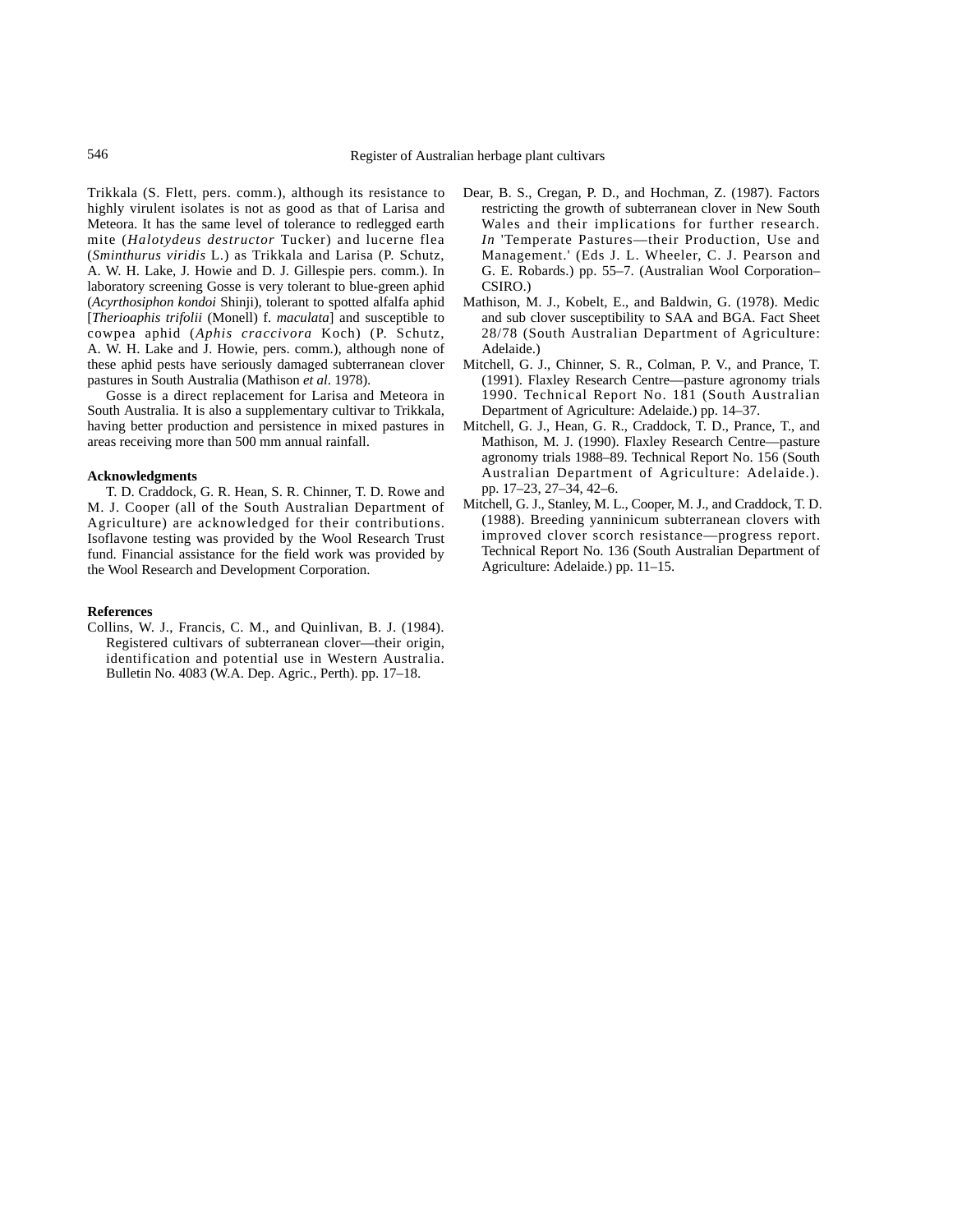Trikkala (S. Flett, pers. comm.), although its resistance to highly virulent isolates is not as good as that of Larisa and Meteora. It has the same level of tolerance to redlegged earth mite (*Halotydeus destructor* Tucker) and lucerne flea (*Sminthurus viridis* L.) as Trikkala and Larisa (P. Schutz, A. W. H. Lake, J. Howie and D. J. Gillespie pers. comm.). In laboratory screening Gosse is very tolerant to blue-green aphid (*Acyrthosiphon kondoi* Shinji), tolerant to spotted alfalfa aphid [*Therioaphis trifolii* (Monell) f. *maculata*] and susceptible to cowpea aphid (*Aphis craccivora* Koch) (P. Schutz, A. W. H. Lake and J. Howie, pers. comm.), although none of these aphid pests have seriously damaged subterranean clover pastures in South Australia (Mathison *et al*. 1978).

Gosse is a direct replacement for Larisa and Meteora in South Australia. It is also a supplementary cultivar to Trikkala, having better production and persistence in mixed pastures in areas receiving more than 500 mm annual rainfall.

### Acknowledgments

T. D. Craddock, G. R. Hean, S. R. Chinner, T. D. Rowe and M. J. Cooper (all of the South Australian Department of Agriculture) are acknowledged for their contributions. Isoflavone testing was provided by the Wool Research Trust fund. Financial assistance for the field work was provided by the Wool Research and Development Corporation.

### References

Collins, W. J., Francis, C. M., and Quinlivan, B. J. (1984). Registered cultivars of subterranean clover—their origin, identification and potential use in Western Australia. Bulletin No. 4083 (W.A. Dep. Agric., Perth). pp. 17–18.

Dear, B. S., Cregan, P. D., and Hochman, Z. (1987). Factors restricting the growth of subterranean clover in New South Wales and their implications for further research. *In* 'Temperate Pastures—their Production, Use and Management.' (Eds J. L. Wheeler, C. J. Pearson and G. E. Robards.) pp. 55–7. (Australian Wool Corporation–CSIRO.)

Mathison, M. J., Kobelt, E., and Baldwin, G. (1978). Medic and sub clover susceptibility to SAA and BGA. Fact Sheet 28/78 (South Australian Department of Agriculture: Adelaide.)

Mitchell, G. J., Chinner, S. R., Colman, P. V., and Prance, T. (1991). Flaxley Research Centre—pasture agronomy trials 1990. Technical Report No. 181 (South Australian Department of Agriculture: Adelaide.) pp. 14–37.

Mitchell, G. J., Hean, G. R., Craddock, T. D., Prance, T., and Mathison, M. J. (1990). Flaxley Research Centre—pasture agronomy trials 1988–89. Technical Report No. 156 (South Australian Department of Agriculture: Adelaide.). pp. 17–23, 27–34, 42–6.

Mitchell, G. J., Stanley, M. L., Cooper, M. J., and Craddock, T. D. (1988). Breeding yanninicum subterranean clovers with improved clover scorch resistance—progress report. Technical Report No. 136 (South Australian Department of Agriculture: Adelaide.) pp. 11–15.